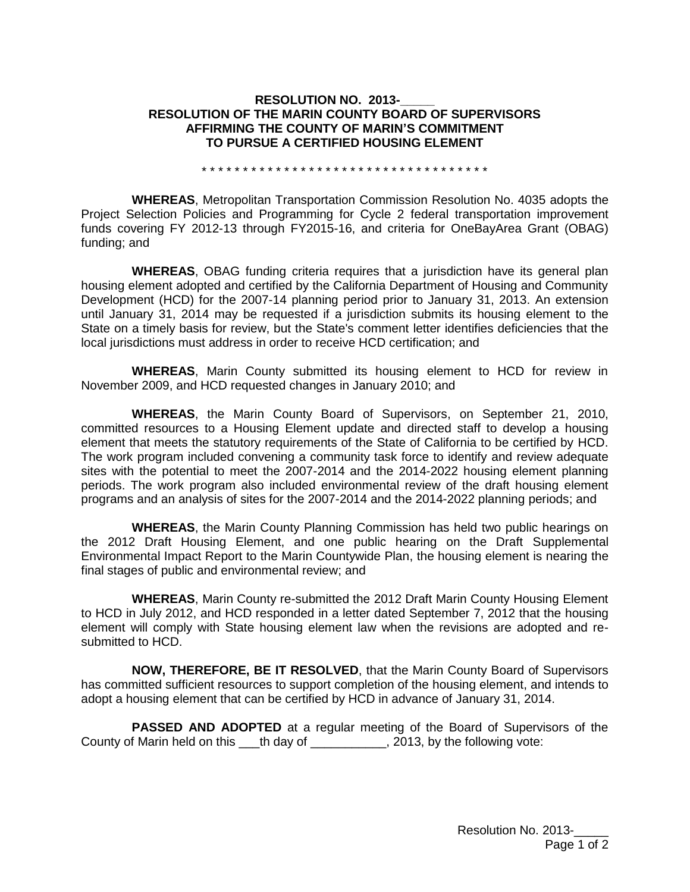**RESOLUTION NO. 2013-\_\_\_\_\_**
**RESOLUTION OF THE MARIN COUNTY BOARD OF SUPERVISORS**
**AFFIRMING THE COUNTY OF MARIN'S COMMITMENT**
**TO PURSUE A CERTIFIED HOUSING ELEMENT**

* * * * * * * * * * * * * * * * * * * * * * * * * * * * * * * * * * * *

**WHEREAS**, Metropolitan Transportation Commission Resolution No. 4035 adopts the Project Selection Policies and Programming for Cycle 2 federal transportation improvement funds covering FY 2012-13 through FY2015-16, and criteria for OneBayArea Grant (OBAG) funding; and

**WHEREAS**, OBAG funding criteria requires that a jurisdiction have its general plan housing element adopted and certified by the California Department of Housing and Community Development (HCD) for the 2007-14 planning period prior to January 31, 2013. An extension until January 31, 2014 may be requested if a jurisdiction submits its housing element to the State on a timely basis for review, but the State's comment letter identifies deficiencies that the local jurisdictions must address in order to receive HCD certification; and

**WHEREAS**, Marin County submitted its housing element to HCD for review in November 2009, and HCD requested changes in January 2010; and

**WHEREAS**, the Marin County Board of Supervisors, on September 21, 2010, committed resources to a Housing Element update and directed staff to develop a housing element that meets the statutory requirements of the State of California to be certified by HCD. The work program included convening a community task force to identify and review adequate sites with the potential to meet the 2007-2014 and the 2014-2022 housing element planning periods. The work program also included environmental review of the draft housing element programs and an analysis of sites for the 2007-2014 and the 2014-2022 planning periods; and

**WHEREAS**, the Marin County Planning Commission has held two public hearings on the 2012 Draft Housing Element, and one public hearing on the Draft Supplemental Environmental Impact Report to the Marin Countywide Plan, the housing element is nearing the final stages of public and environmental review; and

**WHEREAS**, Marin County re-submitted the 2012 Draft Marin County Housing Element to HCD in July 2012, and HCD responded in a letter dated September 7, 2012 that the housing element will comply with State housing element law when the revisions are adopted and re-submitted to HCD.

**NOW, THEREFORE, BE IT RESOLVED**, that the Marin County Board of Supervisors has committed sufficient resources to support completion of the housing element, and intends to adopt a housing element that can be certified by HCD in advance of January 31, 2014.

**PASSED AND ADOPTED** at a regular meeting of the Board of Supervisors of the County of Marin held on this \_\_\_th day of \_\_\_\_\_\_\_\_\_\_\_, 2013, by the following vote: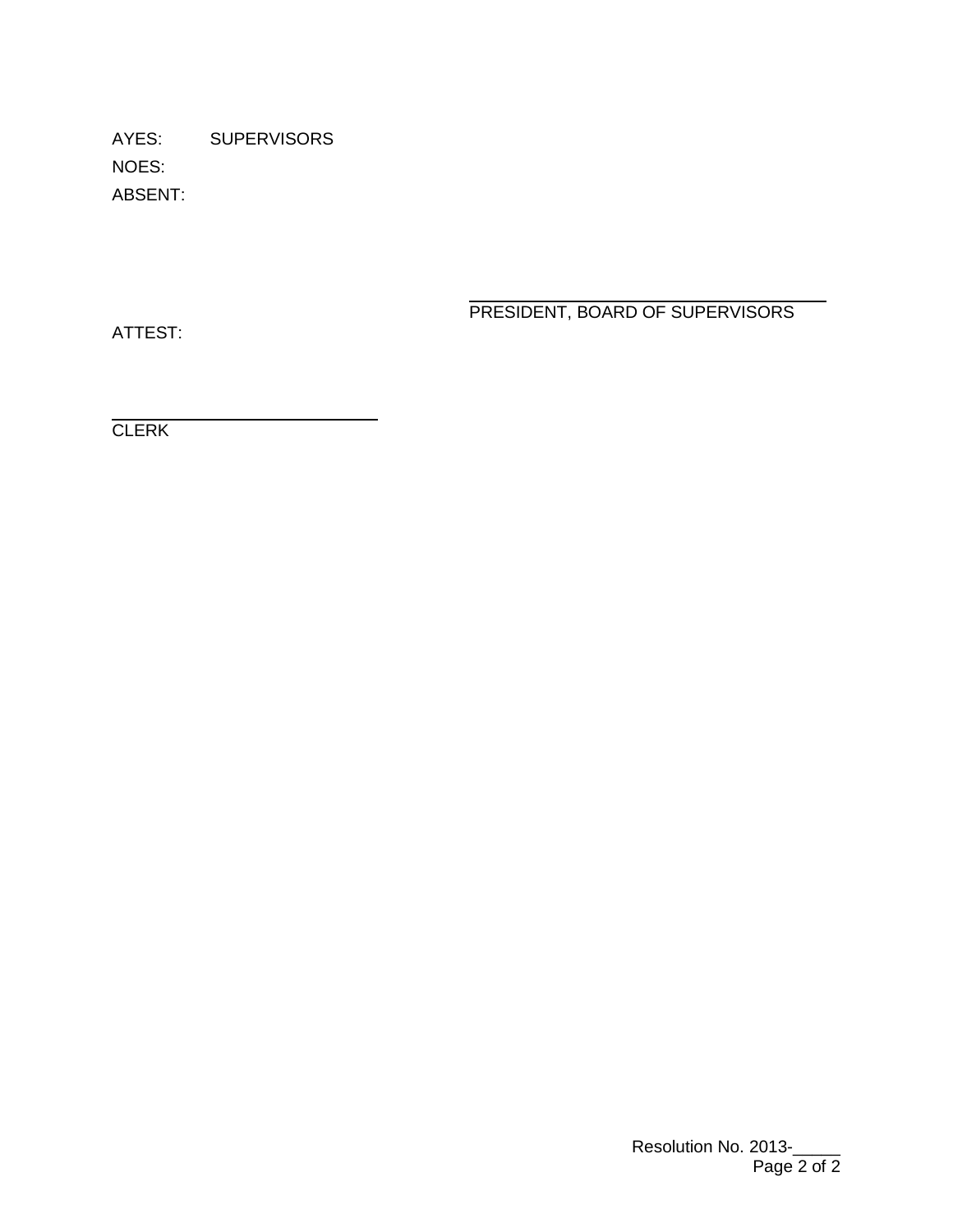AYES: SUPERVISORS

NOES:

ABSENT:

\_\_\_\_\_\_\_\_\_\_\_\_\_\_\_\_\_\_\_\_\_\_\_\_\_\_\_\_\_\_\_\_\_\_\_\_\_\_

PRESIDENT, BOARD OF SUPERVISORS

ATTEST:

\_\_\_\_\_\_\_\_\_\_\_\_\_\_\_\_\_\_\_\_\_\_\_\_\_\_\_\_

CLERK

Resolution No. 2013-_____